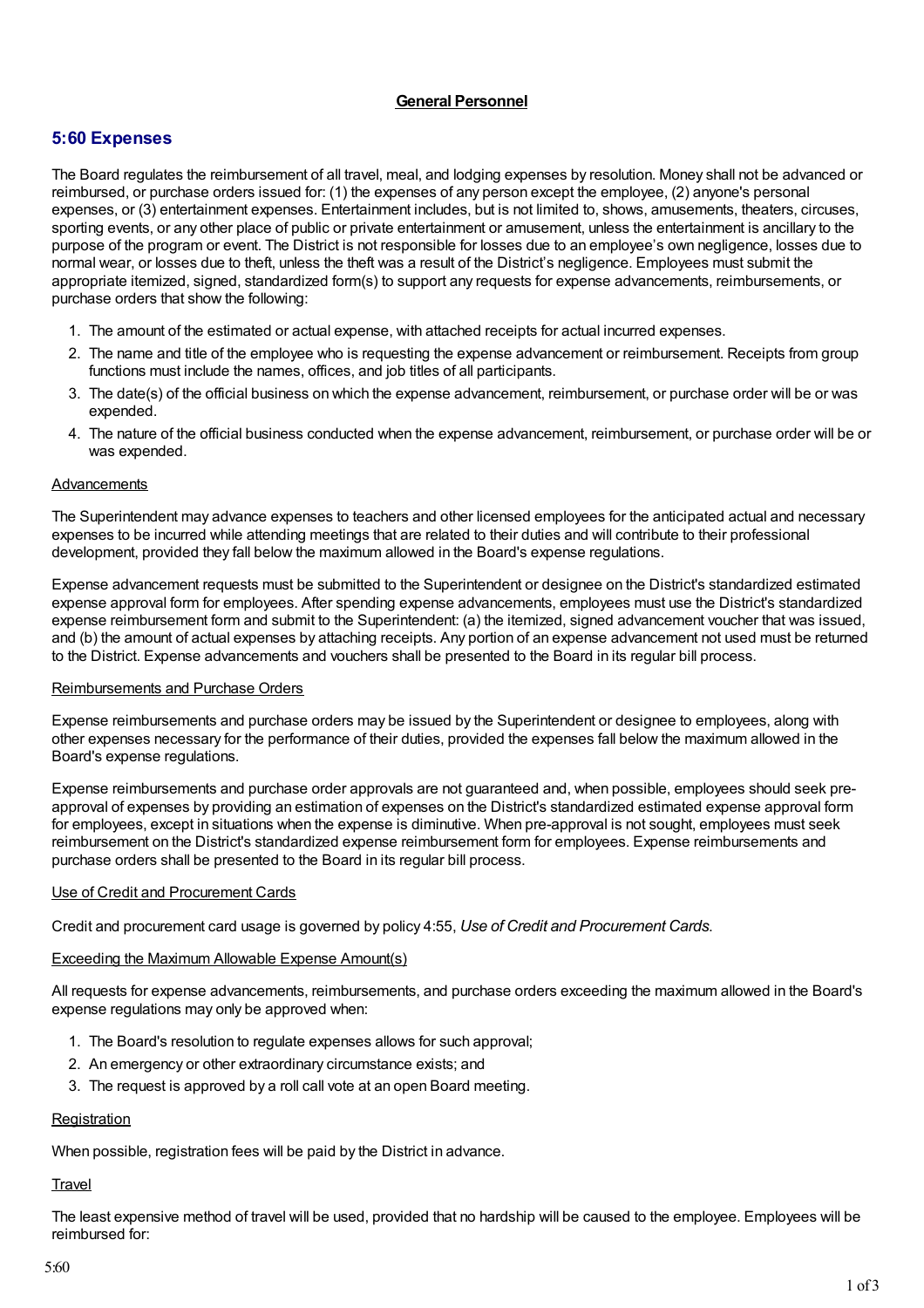**General Personnel**

## 5:60 Expenses

The Board regulates the reimbursement of all travel, meal, and lodging expenses by resolution. Money shall not be advanced or reimbursed, or purchase orders issued for: (1) the expenses of any person except the employee, (2) anyone's personal expenses, or (3) entertainment expenses. Entertainment includes, but is not limited to, shows, amusements, theaters, circuses, sporting events, or any other place of public or private entertainment or amusement, unless the entertainment is ancillary to the purpose of the program or event. The District is not responsible for losses due to an employee's own negligence, losses due to normal wear, or losses due to theft, unless the theft was a result of the District's negligence. Employees must submit the appropriate itemized, signed, standardized form(s) to support any requests for expense advancements, reimbursements, or purchase orders that show the following:

1. The amount of the estimated or actual expense, with attached receipts for actual incurred expenses.
2. The name and title of the employee who is requesting the expense advancement or reimbursement. Receipts from group functions must include the names, offices, and job titles of all participants.
3. The date(s) of the official business on which the expense advancement, reimbursement, or purchase order will be or was expended.
4. The nature of the official business conducted when the expense advancement, reimbursement, or purchase order will be or was expended.

### Advancements

The Superintendent may advance expenses to teachers and other licensed employees for the anticipated actual and necessary expenses to be incurred while attending meetings that are related to their duties and will contribute to their professional development, provided they fall below the maximum allowed in the Board's expense regulations.

Expense advancement requests must be submitted to the Superintendent or designee on the District's standardized estimated expense approval form for employees. After spending expense advancements, employees must use the District's standardized expense reimbursement form and submit to the Superintendent: (a) the itemized, signed advancement voucher that was issued, and (b) the amount of actual expenses by attaching receipts. Any portion of an expense advancement not used must be returned to the District. Expense advancements and vouchers shall be presented to the Board in its regular bill process.

### Reimbursements and Purchase Orders

Expense reimbursements and purchase orders may be issued by the Superintendent or designee to employees, along with other expenses necessary for the performance of their duties, provided the expenses fall below the maximum allowed in the Board's expense regulations.

Expense reimbursements and purchase order approvals are not guaranteed and, when possible, employees should seek pre-approval of expenses by providing an estimation of expenses on the District's standardized estimated expense approval form for employees, except in situations when the expense is diminutive. When pre-approval is not sought, employees must seek reimbursement on the District's standardized expense reimbursement form for employees. Expense reimbursements and purchase orders shall be presented to the Board in its regular bill process.

### Use of Credit and Procurement Cards

Credit and procurement card usage is governed by policy 4:55, *Use of Credit and Procurement Cards*.

### Exceeding the Maximum Allowable Expense Amount(s)

All requests for expense advancements, reimbursements, and purchase orders exceeding the maximum allowed in the Board's expense regulations may only be approved when:

1. The Board's resolution to regulate expenses allows for such approval;
2. An emergency or other extraordinary circumstance exists; and
3. The request is approved by a roll call vote at an open Board meeting.

### Registration

When possible, registration fees will be paid by the District in advance.

### Travel

The least expensive method of travel will be used, provided that no hardship will be caused to the employee. Employees will be reimbursed for: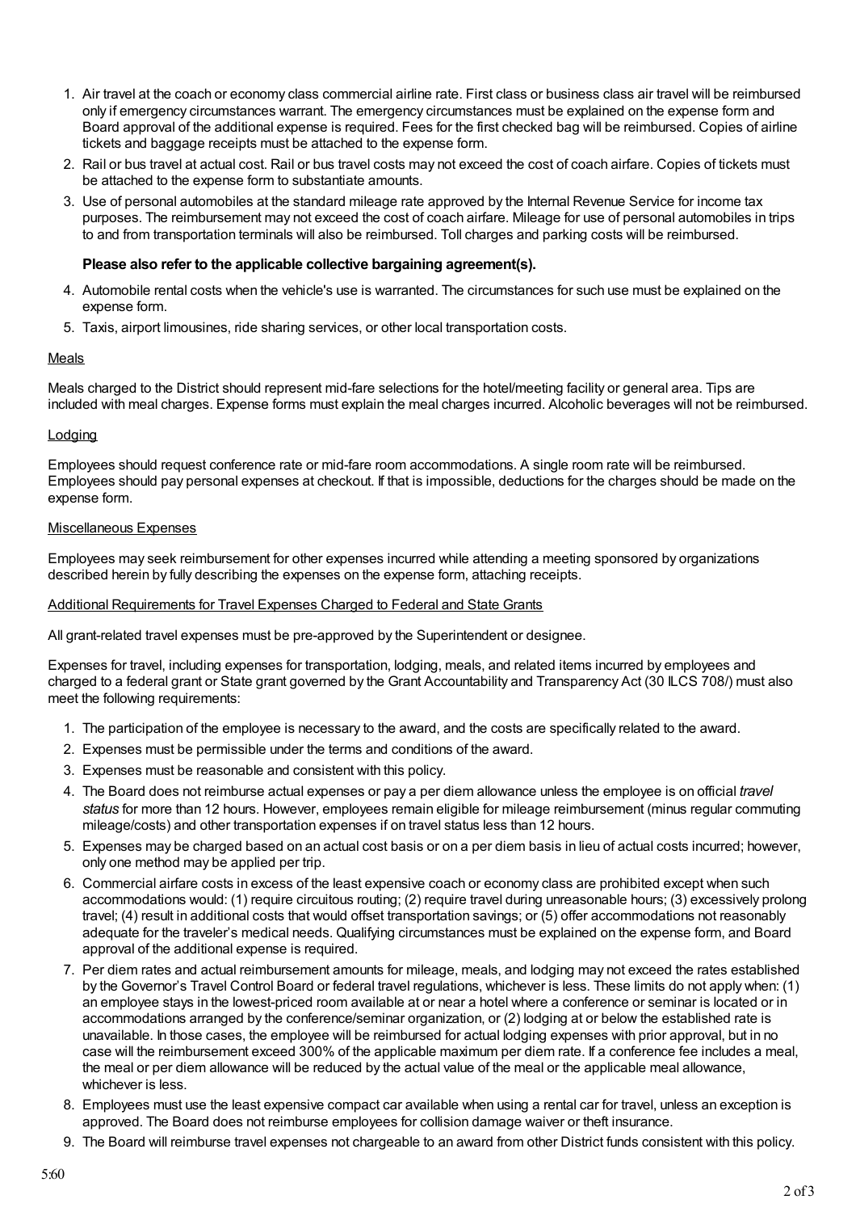1. Air travel at the coach or economy class commercial airline rate. First class or business class air travel will be reimbursed only if emergency circumstances warrant. The emergency circumstances must be explained on the expense form and Board approval of the additional expense is required. Fees for the first checked bag will be reimbursed. Copies of airline tickets and baggage receipts must be attached to the expense form.
2. Rail or bus travel at actual cost. Rail or bus travel costs may not exceed the cost of coach airfare. Copies of tickets must be attached to the expense form to substantiate amounts.
3. Use of personal automobiles at the standard mileage rate approved by the Internal Revenue Service for income tax purposes. The reimbursement may not exceed the cost of coach airfare. Mileage for use of personal automobiles in trips to and from transportation terminals will also be reimbursed. Toll charges and parking costs will be reimbursed.

   **Please also refer to the applicable collective bargaining agreement(s).**

4. Automobile rental costs when the vehicle's use is warranted. The circumstances for such use must be explained on the expense form.
5. Taxis, airport limousines, ride sharing services, or other local transportation costs.

Meals

Meals charged to the District should represent mid-fare selections for the hotel/meeting facility or general area. Tips are included with meal charges. Expense forms must explain the meal charges incurred. Alcoholic beverages will not be reimbursed.

Lodging

Employees should request conference rate or mid-fare room accommodations. A single room rate will be reimbursed. Employees should pay personal expenses at checkout. If that is impossible, deductions for the charges should be made on the expense form.

Miscellaneous Expenses

Employees may seek reimbursement for other expenses incurred while attending a meeting sponsored by organizations described herein by fully describing the expenses on the expense form, attaching receipts.

Additional Requirements for Travel Expenses Charged to Federal and State Grants

All grant-related travel expenses must be pre-approved by the Superintendent or designee.

Expenses for travel, including expenses for transportation, lodging, meals, and related items incurred by employees and charged to a federal grant or State grant governed by the Grant Accountability and Transparency Act (30 ILCS 708/) must also meet the following requirements:

1. The participation of the employee is necessary to the award, and the costs are specifically related to the award.
2. Expenses must be permissible under the terms and conditions of the award.
3. Expenses must be reasonable and consistent with this policy.
4. The Board does not reimburse actual expenses or pay a per diem allowance unless the employee is on official *travel status* for more than 12 hours. However, employees remain eligible for mileage reimbursement (minus regular commuting mileage/costs) and other transportation expenses if on travel status less than 12 hours.
5. Expenses may be charged based on an actual cost basis or on a per diem basis in lieu of actual costs incurred; however, only one method may be applied per trip.
6. Commercial airfare costs in excess of the least expensive coach or economy class are prohibited except when such accommodations would: (1) require circuitous routing; (2) require travel during unreasonable hours; (3) excessively prolong travel; (4) result in additional costs that would offset transportation savings; or (5) offer accommodations not reasonably adequate for the traveler's medical needs. Qualifying circumstances must be explained on the expense form, and Board approval of the additional expense is required.
7. Per diem rates and actual reimbursement amounts for mileage, meals, and lodging may not exceed the rates established by the Governor's Travel Control Board or federal travel regulations, whichever is less. These limits do not apply when: (1) an employee stays in the lowest-priced room available at or near a hotel where a conference or seminar is located or in accommodations arranged by the conference/seminar organization, or (2) lodging at or below the established rate is unavailable. In those cases, the employee will be reimbursed for actual lodging expenses with prior approval, but in no case will the reimbursement exceed 300% of the applicable maximum per diem rate. If a conference fee includes a meal, the meal or per diem allowance will be reduced by the actual value of the meal or the applicable meal allowance, whichever is less.
8. Employees must use the least expensive compact car available when using a rental car for travel, unless an exception is approved. The Board does not reimburse employees for collision damage waiver or theft insurance.
9. The Board will reimburse travel expenses not chargeable to an award from other District funds consistent with this policy.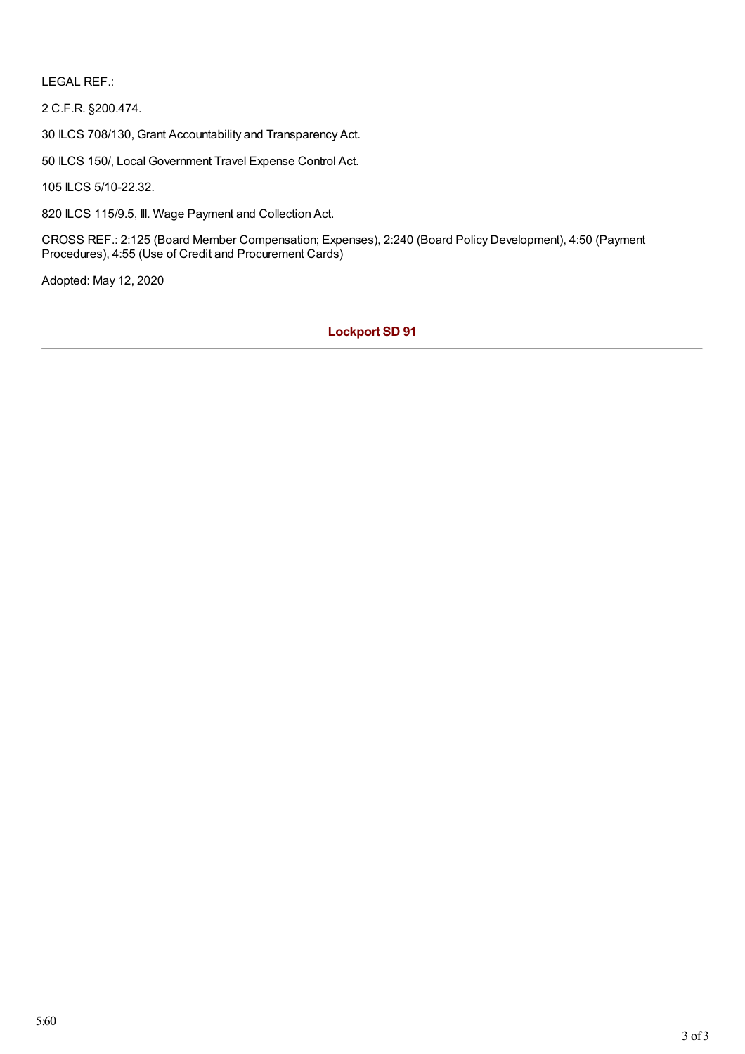LEGAL REF.:

2 C.F.R. §200.474.

30 ILCS 708/130, Grant Accountability and Transparency Act.

50 ILCS 150/, Local Government Travel Expense Control Act.

105 ILCS 5/10-22.32.

820 ILCS 115/9.5, Ill. Wage Payment and Collection Act.

CROSS REF.: 2:125 (Board Member Compensation; Expenses), 2:240 (Board Policy Development), 4:50 (Payment Procedures), 4:55 (Use of Credit and Procurement Cards)

Adopted: May 12, 2020

**Lockport SD 91**

---